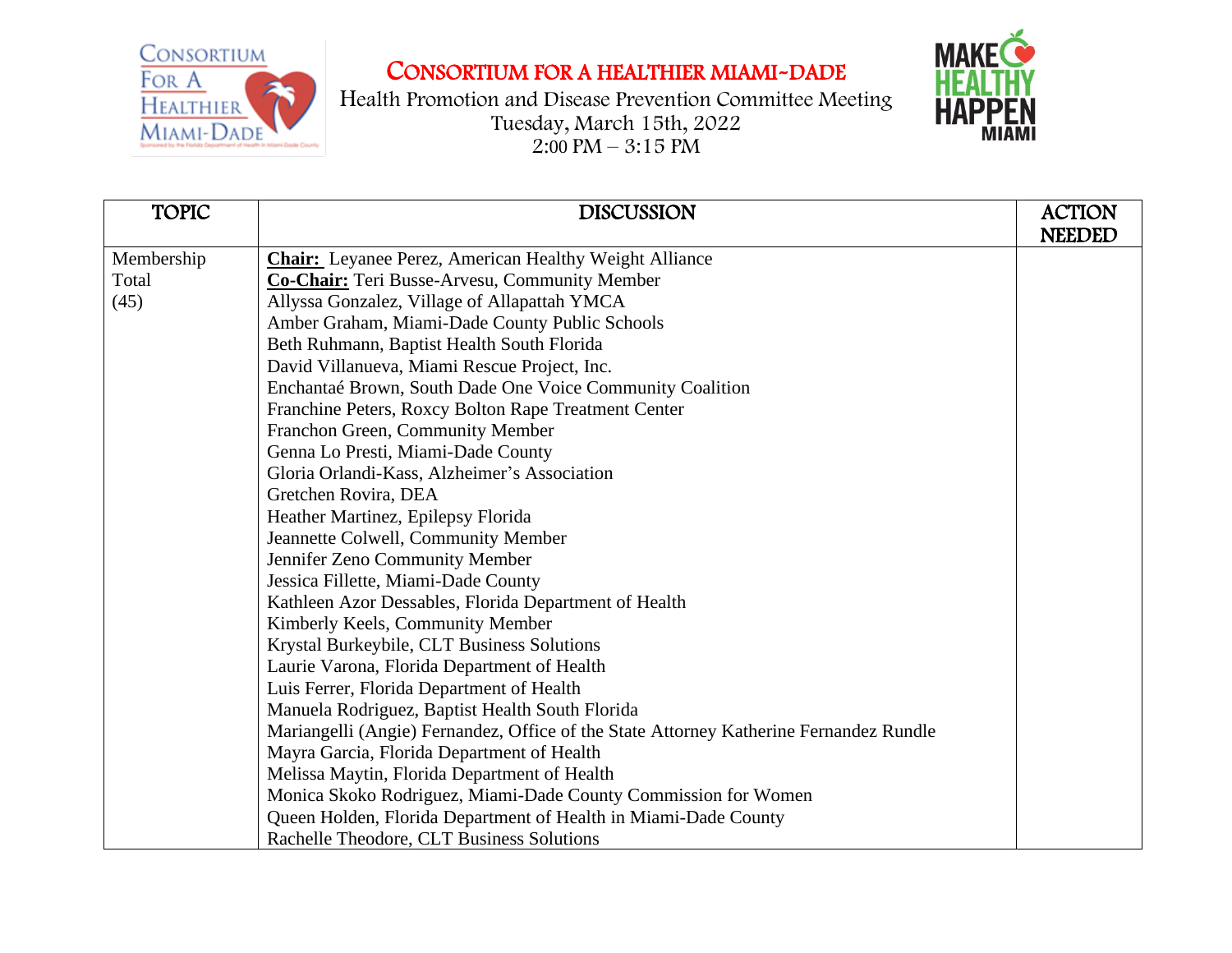# CONSORTIUM FOR A HEALTHIER MIAMI-DADE

Health Promotion and Disease Prevention Committee Meeting
Tuesday, March 15th, 2022
2:00 PM – 3:15 PM

| TOPIC | DISCUSSION | ACTION NEEDED |
|---|---|---|
| Membership Total (45) | **Chair:** Leyanee Perez, American Healthy Weight Alliance<br>**Co-Chair:** Teri Busse-Arvesu, Community Member<br>Allyssa Gonzalez, Village of Allapattah YMCA<br>Amber Graham, Miami-Dade County Public Schools<br>Beth Ruhmann, Baptist Health South Florida<br>David Villanueva, Miami Rescue Project, Inc.<br>Enchantaé Brown, South Dade One Voice Community Coalition<br>Franchine Peters, Roxcy Bolton Rape Treatment Center<br>Franchon Green, Community Member<br>Genna Lo Presti, Miami-Dade County<br>Gloria Orlandi-Kass, Alzheimer's Association<br>Gretchen Rovira, DEA<br>Heather Martinez, Epilepsy Florida<br>Jeannette Colwell, Community Member<br>Jennifer Zeno Community Member<br>Jessica Fillette, Miami-Dade County<br>Kathleen Azor Dessables, Florida Department of Health<br>Kimberly Keels, Community Member<br>Krystal Burkeybile, CLT Business Solutions<br>Laurie Varona, Florida Department of Health<br>Luis Ferrer, Florida Department of Health<br>Manuela Rodriguez, Baptist Health South Florida<br>Mariangelli (Angie) Fernandez, Office of the State Attorney Katherine Fernandez Rundle<br>Mayra Garcia, Florida Department of Health<br>Melissa Maytin, Florida Department of Health<br>Monica Skoko Rodriguez, Miami-Dade County Commission for Women<br>Queen Holden, Florida Department of Health in Miami-Dade County<br>Rachelle Theodore, CLT Business Solutions | |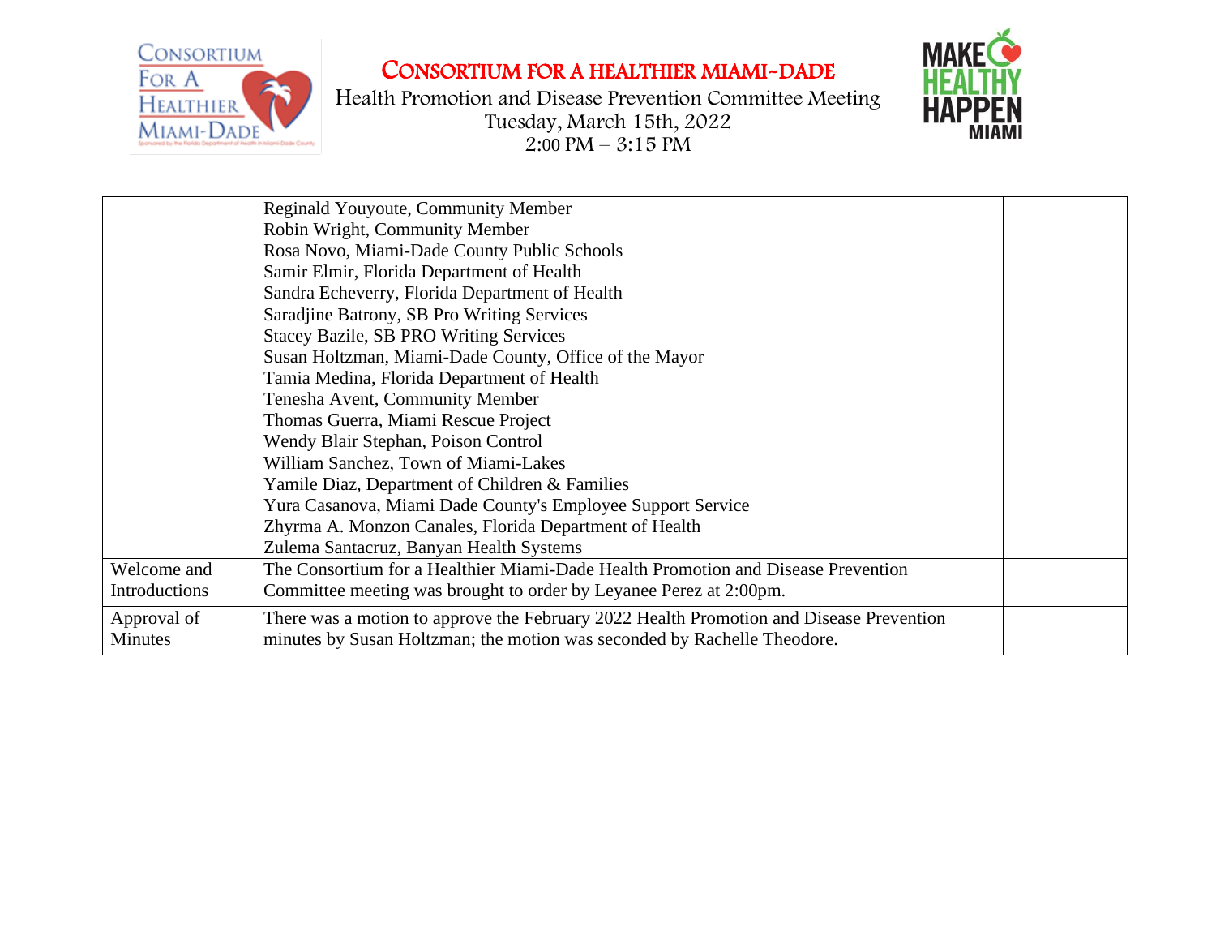# CONSORTIUM FOR A HEALTHIER MIAMI-DADE

Health Promotion and Disease Prevention Committee Meeting
Tuesday, March 15th, 2022
2:00 PM – 3:15 PM

| | | |
|---|---|---|
| | Reginald Youyoute, Community Member<br>Robin Wright, Community Member<br>Rosa Novo, Miami-Dade County Public Schools<br>Samir Elmir, Florida Department of Health<br>Sandra Echeverry, Florida Department of Health<br>Saradjine Batrony, SB Pro Writing Services<br>Stacey Bazile, SB PRO Writing Services<br>Susan Holtzman, Miami-Dade County, Office of the Mayor<br>Tamia Medina, Florida Department of Health<br>Tenesha Avent, Community Member<br>Thomas Guerra, Miami Rescue Project<br>Wendy Blair Stephan, Poison Control<br>William Sanchez, Town of Miami-Lakes<br>Yamile Diaz, Department of Children & Families<br>Yura Casanova, Miami Dade County's Employee Support Service<br>Zhyrma A. Monzon Canales, Florida Department of Health<br>Zulema Santacruz, Banyan Health Systems | |
| Welcome and Introductions | The Consortium for a Healthier Miami-Dade Health Promotion and Disease Prevention Committee meeting was brought to order by Leyanee Perez at 2:00pm. | |
| Approval of Minutes | There was a motion to approve the February 2022 Health Promotion and Disease Prevention minutes by Susan Holtzman; the motion was seconded by Rachelle Theodore. | |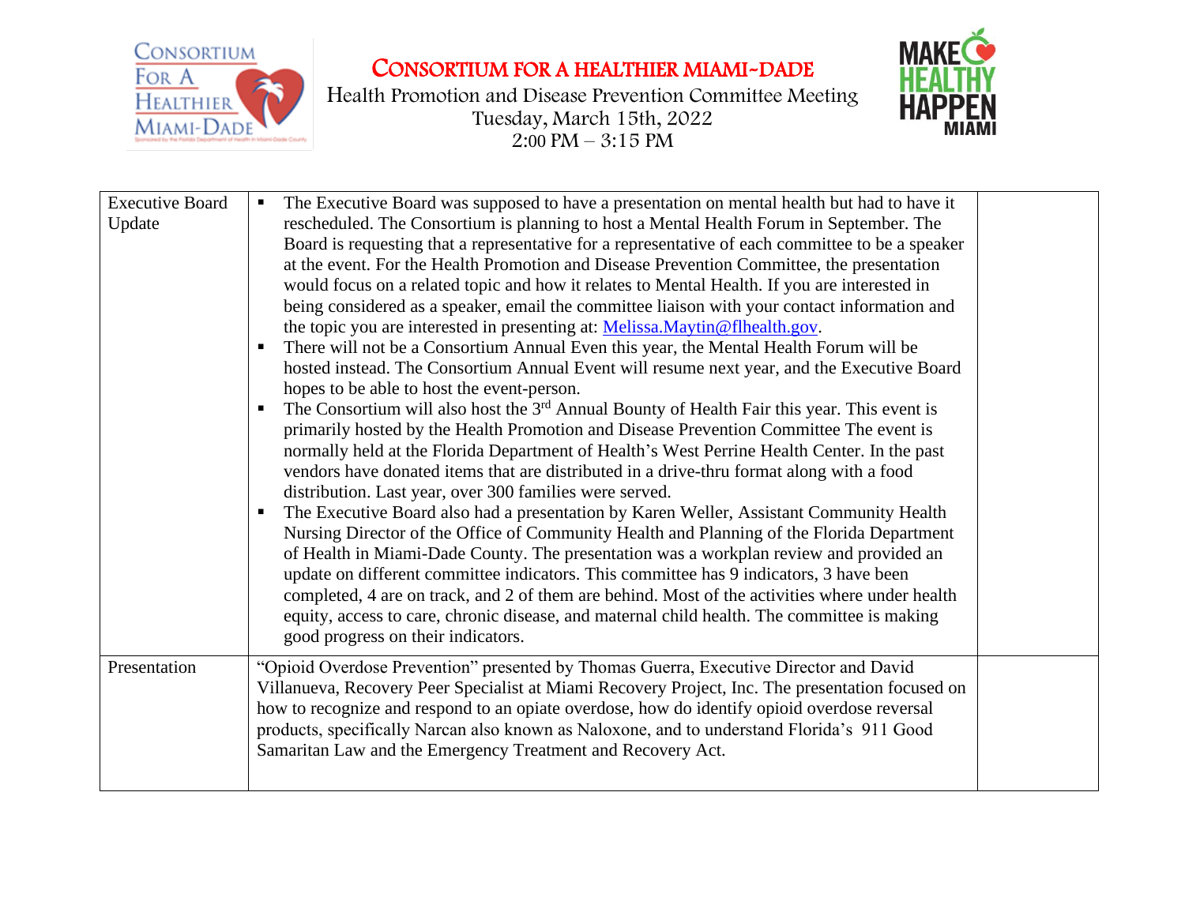# CONSORTIUM FOR A HEALTHIER MIAMI-DADE

Health Promotion and Disease Prevention Committee Meeting
Tuesday, March 15th, 2022
2:00 PM – 3:15 PM

| | | |
|---|---|---|
| Executive Board Update | ▪ The Executive Board was supposed to have a presentation on mental health but had to have it rescheduled. The Consortium is planning to host a Mental Health Forum in September. The Board is requesting that a representative for a representative of each committee to be a speaker at the event. For the Health Promotion and Disease Prevention Committee, the presentation would focus on a related topic and how it relates to Mental Health. If you are interested in being considered as a speaker, email the committee liaison with your contact information and the topic you are interested in presenting at: Melissa.Maytin@flhealth.gov.<br>▪ There will not be a Consortium Annual Even this year, the Mental Health Forum will be hosted instead. The Consortium Annual Event will resume next year, and the Executive Board hopes to be able to host the event-person.<br>▪ The Consortium will also host the 3rd Annual Bounty of Health Fair this year. This event is primarily hosted by the Health Promotion and Disease Prevention Committee The event is normally held at the Florida Department of Health's West Perrine Health Center. In the past vendors have donated items that are distributed in a drive-thru format along with a food distribution. Last year, over 300 families were served.<br>▪ The Executive Board also had a presentation by Karen Weller, Assistant Community Health Nursing Director of the Office of Community Health and Planning of the Florida Department of Health in Miami-Dade County. The presentation was a workplan review and provided an update on different committee indicators. This committee has 9 indicators, 3 have been completed, 4 are on track, and 2 of them are behind. Most of the activities where under health equity, access to care, chronic disease, and maternal child health. The committee is making good progress on their indicators. | |
| Presentation | "Opioid Overdose Prevention" presented by Thomas Guerra, Executive Director and David Villanueva, Recovery Peer Specialist at Miami Recovery Project, Inc. The presentation focused on how to recognize and respond to an opiate overdose, how do identify opioid overdose reversal products, specifically Narcan also known as Naloxone, and to understand Florida's 911 Good Samaritan Law and the Emergency Treatment and Recovery Act. | |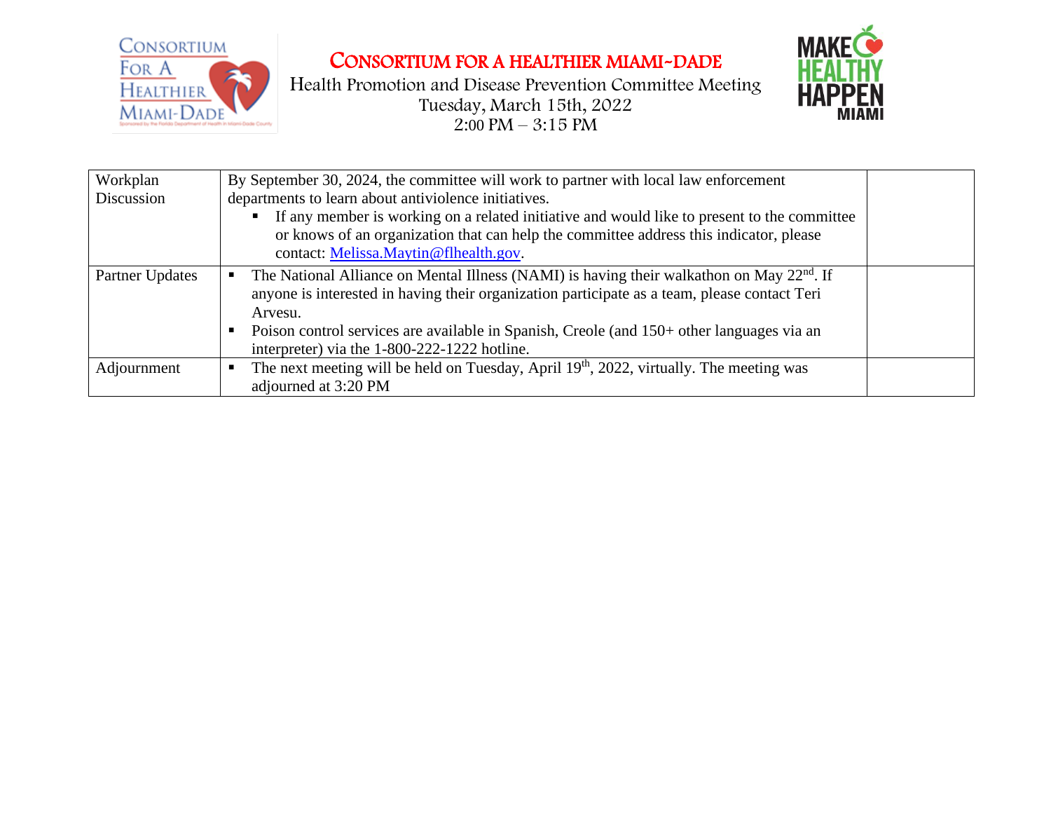# Consortium for a Healthier Miami-Dade

Health Promotion and Disease Prevention Committee Meeting
Tuesday, March 15th, 2022
2:00 PM – 3:15 PM

| | | |
|---|---|---|
| Workplan Discussion | By September 30, 2024, the committee will work to partner with local law enforcement departments to learn about antiviolence initiatives.<br>▪ If any member is working on a related initiative and would like to present to the committee or knows of an organization that can help the committee address this indicator, please contact: Melissa.Maytin@flhealth.gov. | |
| Partner Updates | ▪ The National Alliance on Mental Illness (NAMI) is having their walkathon on May 22nd. If anyone is interested in having their organization participate as a team, please contact Teri Arvesu.<br>▪ Poison control services are available in Spanish, Creole (and 150+ other languages via an interpreter) via the 1-800-222-1222 hotline. | |
| Adjournment | ▪ The next meeting will be held on Tuesday, April 19th, 2022, virtually. The meeting was adjourned at 3:20 PM | |